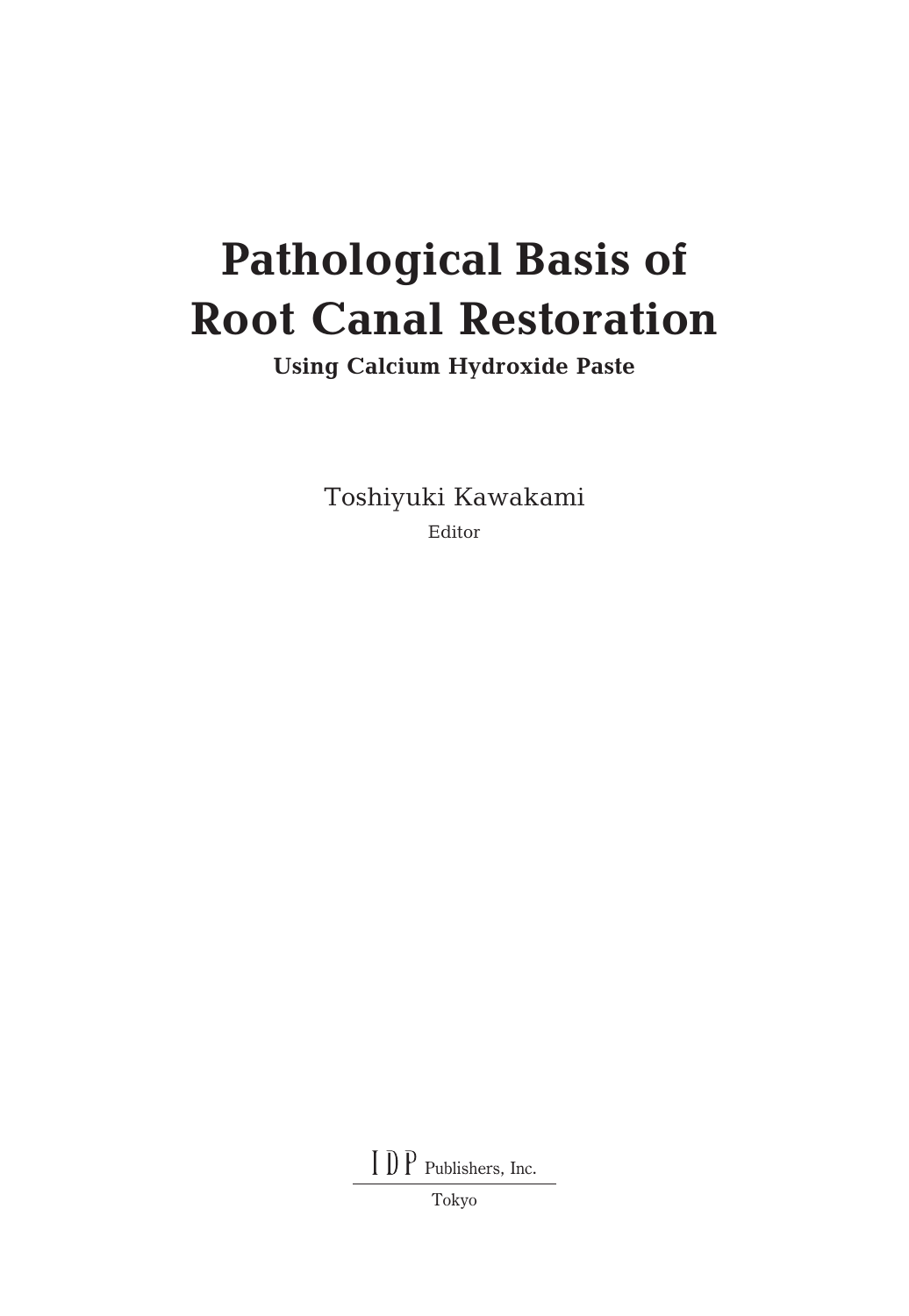# Pathological Basis of Root Canal Restoration

**Using Calcium Hydroxide Paste**

Toshiyuki Kawakami

Editor

IDP Publishers, Inc.

Tokyo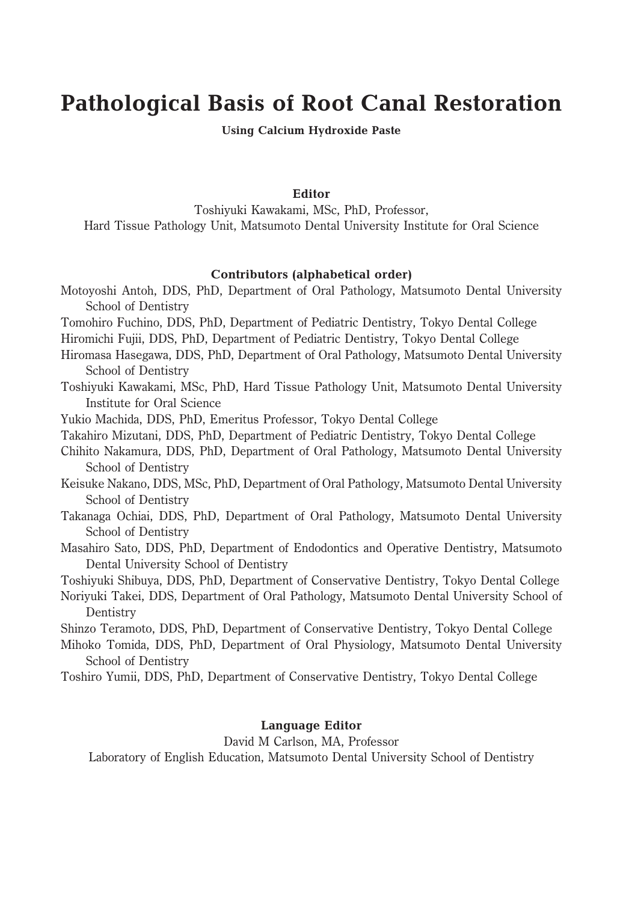# Pathological Basis of Root Canal Restoration

**Using Calcium Hydroxide Paste**

**Editor**

Toshiyuki Kawakami, MSc, PhD, Professor,
Hard Tissue Pathology Unit, Matsumoto Dental University Institute for Oral Science

**Contributors (alphabetical order)**

Motoyoshi Antoh, DDS, PhD, Department of Oral Pathology, Matsumoto Dental University School of Dentistry

Tomohiro Fuchino, DDS, PhD, Department of Pediatric Dentistry, Tokyo Dental College

Hiromichi Fujii, DDS, PhD, Department of Pediatric Dentistry, Tokyo Dental College

Hiromasa Hasegawa, DDS, PhD, Department of Oral Pathology, Matsumoto Dental University School of Dentistry

Toshiyuki Kawakami, MSc, PhD, Hard Tissue Pathology Unit, Matsumoto Dental University Institute for Oral Science

Yukio Machida, DDS, PhD, Emeritus Professor, Tokyo Dental College

Takahiro Mizutani, DDS, PhD, Department of Pediatric Dentistry, Tokyo Dental College

Chihito Nakamura, DDS, PhD, Department of Oral Pathology, Matsumoto Dental University School of Dentistry

Keisuke Nakano, DDS, MSc, PhD, Department of Oral Pathology, Matsumoto Dental University School of Dentistry

Takanaga Ochiai, DDS, PhD, Department of Oral Pathology, Matsumoto Dental University School of Dentistry

Masahiro Sato, DDS, PhD, Department of Endodontics and Operative Dentistry, Matsumoto Dental University School of Dentistry

Toshiyuki Shibuya, DDS, PhD, Department of Conservative Dentistry, Tokyo Dental College

Noriyuki Takei, DDS, Department of Oral Pathology, Matsumoto Dental University School of Dentistry

Shinzo Teramoto, DDS, PhD, Department of Conservative Dentistry, Tokyo Dental College

Mihoko Tomida, DDS, PhD, Department of Oral Physiology, Matsumoto Dental University School of Dentistry

Toshiro Yumii, DDS, PhD, Department of Conservative Dentistry, Tokyo Dental College

**Language Editor**

David M Carlson, MA, Professor
Laboratory of English Education, Matsumoto Dental University School of Dentistry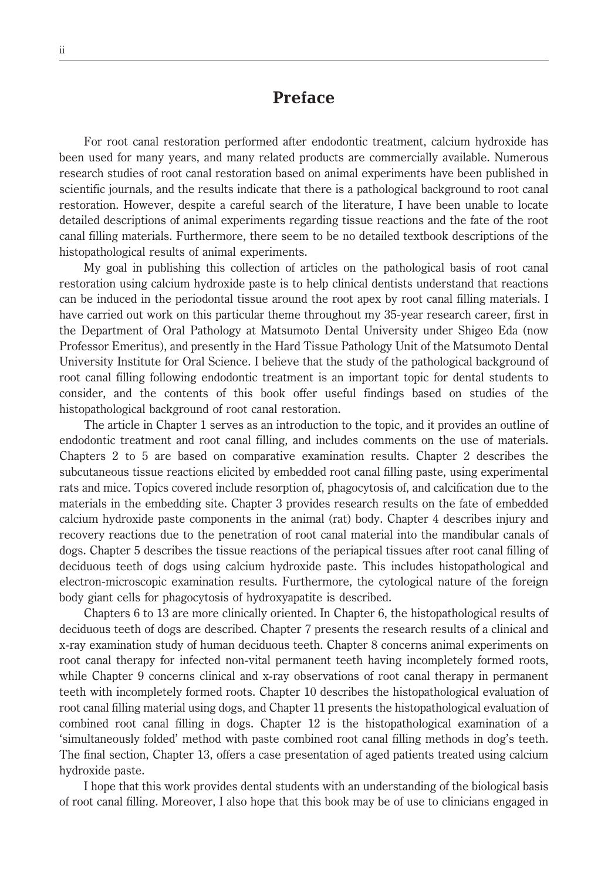# Preface

For root canal restoration performed after endodontic treatment, calcium hydroxide has been used for many years, and many related products are commercially available. Numerous research studies of root canal restoration based on animal experiments have been published in scientific journals, and the results indicate that there is a pathological background to root canal restoration. However, despite a careful search of the literature, I have been unable to locate detailed descriptions of animal experiments regarding tissue reactions and the fate of the root canal filling materials. Furthermore, there seem to be no detailed textbook descriptions of the histopathological results of animal experiments.

My goal in publishing this collection of articles on the pathological basis of root canal restoration using calcium hydroxide paste is to help clinical dentists understand that reactions can be induced in the periodontal tissue around the root apex by root canal filling materials. I have carried out work on this particular theme throughout my 35-year research career, first in the Department of Oral Pathology at Matsumoto Dental University under Shigeo Eda (now Professor Emeritus), and presently in the Hard Tissue Pathology Unit of the Matsumoto Dental University Institute for Oral Science. I believe that the study of the pathological background of root canal filling following endodontic treatment is an important topic for dental students to consider, and the contents of this book offer useful findings based on studies of the histopathological background of root canal restoration.

The article in Chapter 1 serves as an introduction to the topic, and it provides an outline of endodontic treatment and root canal filling, and includes comments on the use of materials. Chapters 2 to 5 are based on comparative examination results. Chapter 2 describes the subcutaneous tissue reactions elicited by embedded root canal filling paste, using experimental rats and mice. Topics covered include resorption of, phagocytosis of, and calcification due to the materials in the embedding site. Chapter 3 provides research results on the fate of embedded calcium hydroxide paste components in the animal (rat) body. Chapter 4 describes injury and recovery reactions due to the penetration of root canal material into the mandibular canals of dogs. Chapter 5 describes the tissue reactions of the periapical tissues after root canal filling of deciduous teeth of dogs using calcium hydroxide paste. This includes histopathological and electron-microscopic examination results. Furthermore, the cytological nature of the foreign body giant cells for phagocytosis of hydroxyapatite is described.

Chapters 6 to 13 are more clinically oriented. In Chapter 6, the histopathological results of deciduous teeth of dogs are described. Chapter 7 presents the research results of a clinical and x-ray examination study of human deciduous teeth. Chapter 8 concerns animal experiments on root canal therapy for infected non-vital permanent teeth having incompletely formed roots, while Chapter 9 concerns clinical and x-ray observations of root canal therapy in permanent teeth with incompletely formed roots. Chapter 10 describes the histopathological evaluation of root canal filling material using dogs, and Chapter 11 presents the histopathological evaluation of combined root canal filling in dogs. Chapter 12 is the histopathological examination of a 'simultaneously folded' method with paste combined root canal filling methods in dog's teeth. The final section, Chapter 13, offers a case presentation of aged patients treated using calcium hydroxide paste.

I hope that this work provides dental students with an understanding of the biological basis of root canal filling. Moreover, I also hope that this book may be of use to clinicians engaged in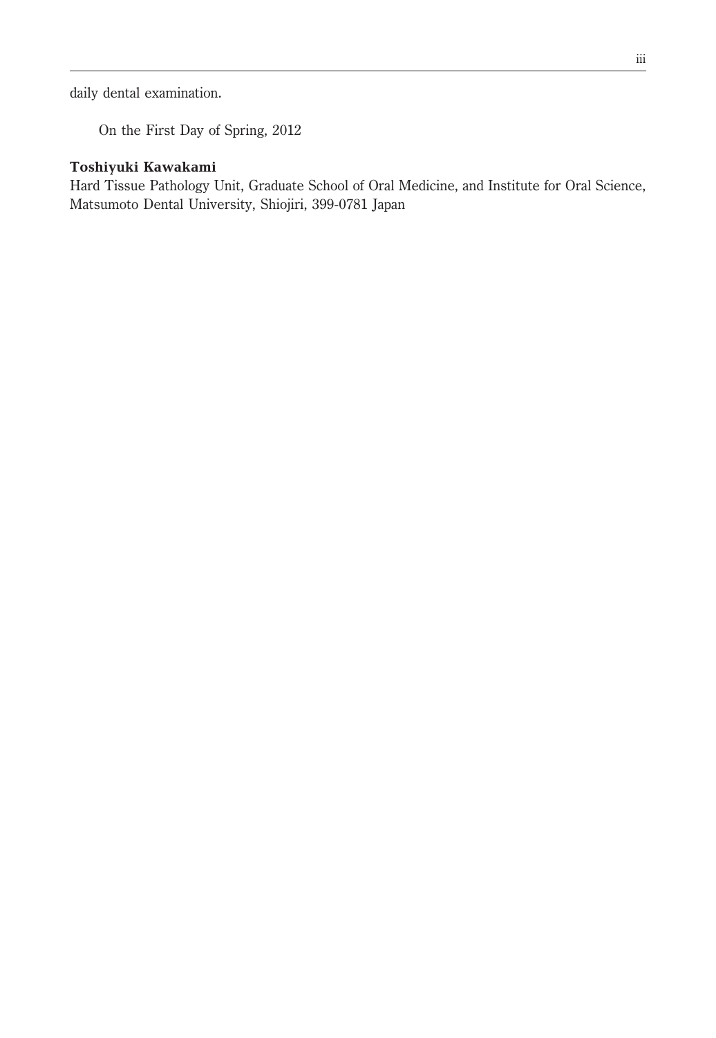daily dental examination.

On the First Day of Spring, 2012

**Toshiyuki Kawakami**
Hard Tissue Pathology Unit, Graduate School of Oral Medicine, and Institute for Oral Science, Matsumoto Dental University, Shiojiri, 399-0781 Japan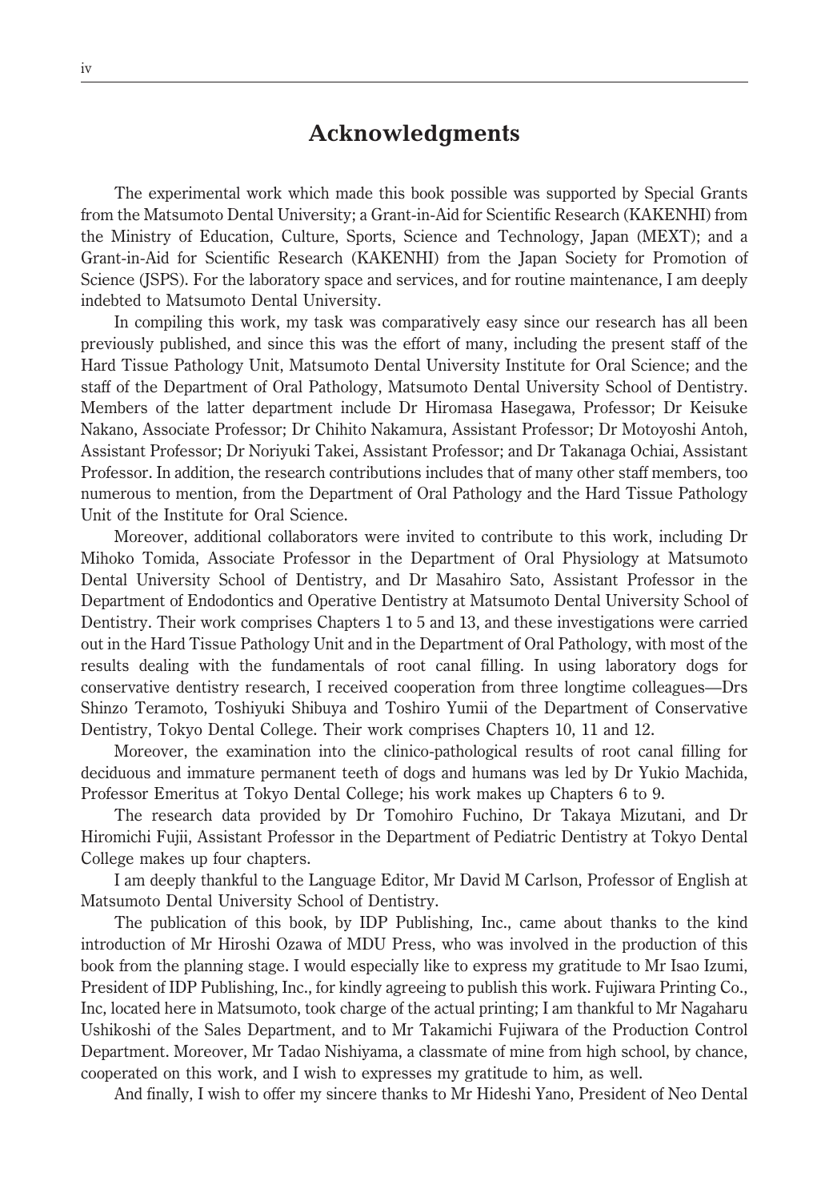## Acknowledgments

The experimental work which made this book possible was supported by Special Grants from the Matsumoto Dental University; a Grant-in-Aid for Scientific Research (KAKENHI) from the Ministry of Education, Culture, Sports, Science and Technology, Japan (MEXT); and a Grant-in-Aid for Scientific Research (KAKENHI) from the Japan Society for Promotion of Science (JSPS). For the laboratory space and services, and for routine maintenance, I am deeply indebted to Matsumoto Dental University.

In compiling this work, my task was comparatively easy since our research has all been previously published, and since this was the effort of many, including the present staff of the Hard Tissue Pathology Unit, Matsumoto Dental University Institute for Oral Science; and the staff of the Department of Oral Pathology, Matsumoto Dental University School of Dentistry. Members of the latter department include Dr Hiromasa Hasegawa, Professor; Dr Keisuke Nakano, Associate Professor; Dr Chihito Nakamura, Assistant Professor; Dr Motoyoshi Antoh, Assistant Professor; Dr Noriyuki Takei, Assistant Professor; and Dr Takanaga Ochiai, Assistant Professor. In addition, the research contributions includes that of many other staff members, too numerous to mention, from the Department of Oral Pathology and the Hard Tissue Pathology Unit of the Institute for Oral Science.

Moreover, additional collaborators were invited to contribute to this work, including Dr Mihoko Tomida, Associate Professor in the Department of Oral Physiology at Matsumoto Dental University School of Dentistry, and Dr Masahiro Sato, Assistant Professor in the Department of Endodontics and Operative Dentistry at Matsumoto Dental University School of Dentistry. Their work comprises Chapters 1 to 5 and 13, and these investigations were carried out in the Hard Tissue Pathology Unit and in the Department of Oral Pathology, with most of the results dealing with the fundamentals of root canal filling. In using laboratory dogs for conservative dentistry research, I received cooperation from three longtime colleagues—Drs Shinzo Teramoto, Toshiyuki Shibuya and Toshiro Yumii of the Department of Conservative Dentistry, Tokyo Dental College. Their work comprises Chapters 10, 11 and 12.

Moreover, the examination into the clinico-pathological results of root canal filling for deciduous and immature permanent teeth of dogs and humans was led by Dr Yukio Machida, Professor Emeritus at Tokyo Dental College; his work makes up Chapters 6 to 9.

The research data provided by Dr Tomohiro Fuchino, Dr Takaya Mizutani, and Dr Hiromichi Fujii, Assistant Professor in the Department of Pediatric Dentistry at Tokyo Dental College makes up four chapters.

I am deeply thankful to the Language Editor, Mr David M Carlson, Professor of English at Matsumoto Dental University School of Dentistry.

The publication of this book, by IDP Publishing, Inc., came about thanks to the kind introduction of Mr Hiroshi Ozawa of MDU Press, who was involved in the production of this book from the planning stage. I would especially like to express my gratitude to Mr Isao Izumi, President of IDP Publishing, Inc., for kindly agreeing to publish this work. Fujiwara Printing Co., Inc, located here in Matsumoto, took charge of the actual printing; I am thankful to Mr Nagaharu Ushikoshi of the Sales Department, and to Mr Takamichi Fujiwara of the Production Control Department. Moreover, Mr Tadao Nishiyama, a classmate of mine from high school, by chance, cooperated on this work, and I wish to expresses my gratitude to him, as well.

And finally, I wish to offer my sincere thanks to Mr Hideshi Yano, President of Neo Dental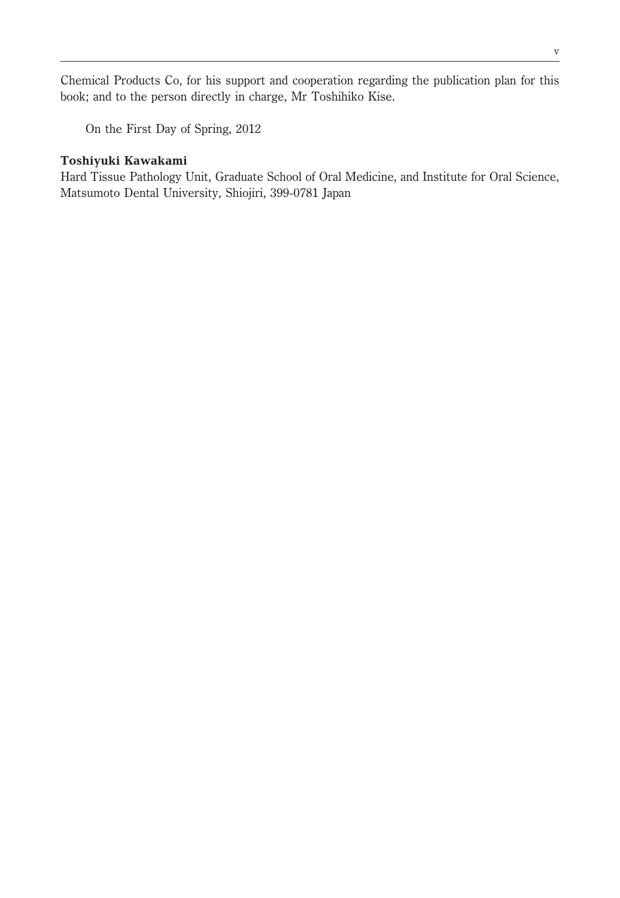Chemical Products Co, for his support and cooperation regarding the publication plan for this book; and to the person directly in charge, Mr Toshihiko Kise.

On the First Day of Spring, 2012

**Toshiyuki Kawakami**
Hard Tissue Pathology Unit, Graduate School of Oral Medicine, and Institute for Oral Science, Matsumoto Dental University, Shiojiri, 399-0781 Japan